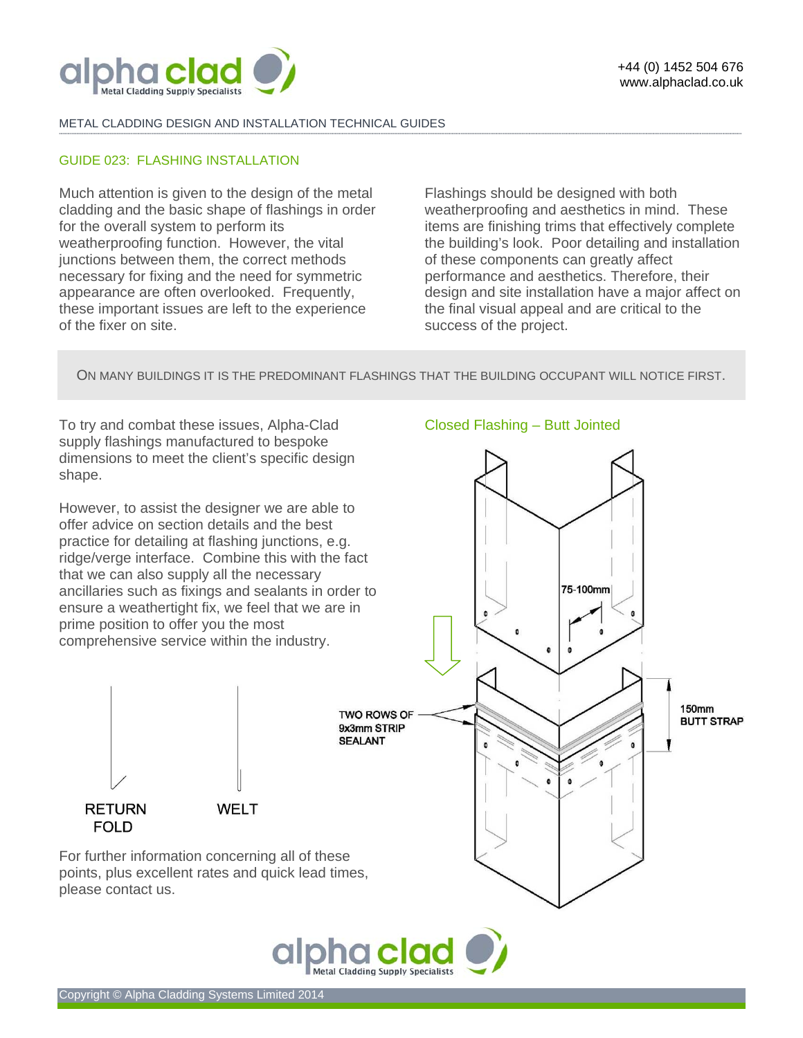METAL CLADDING DESIGN AND INSTALLATION TECHNICAL GUIDES

## GUIDE 023: FLASHING INSTALLATION

Much attention is given to the design of the metal cladding and the basic shape of flashings in order for the overall system to perform its weatherproofing function. However, the vital junctions between them, the correct methods necessary for fixing and the need for symmetric appearance are often overlooked. Frequently, these important issues are left to the experience of the fixer on site.

Flashings should be designed with both weatherproofing and aesthetics in mind. These items are finishing trims that effectively complete the building's look. Poor detailing and installation of these components can greatly affect performance and aesthetics. Therefore, their design and site installation have a major affect on the final visual appeal and are critical to the success of the project.

ON MANY BUILDINGS IT IS THE PREDOMINANT FLASHINGS THAT THE BUILDING OCCUPANT WILL NOTICE FIRST.

To try and combat these issues, Alpha-Clad supply flashings manufactured to bespoke dimensions to meet the client's specific design shape.

However, to assist the designer we are able to offer advice on section details and the best practice for detailing at flashing junctions, e.g. ridge/verge interface. Combine this with the fact that we can also supply all the necessary ancillaries such as fixings and sealants in order to ensure a weathertight fix, we feel that we are in prime position to offer you the most comprehensive service within the industry.

RETURN FOLD

WELT

For further information concerning all of these points, plus excellent rates and quick lead times, please contact us.

### Closed Flashing – Butt Jointed

75-100mm

TWO ROWS OF 9x3mm STRIP SEALANT

150mm BUTT STRAP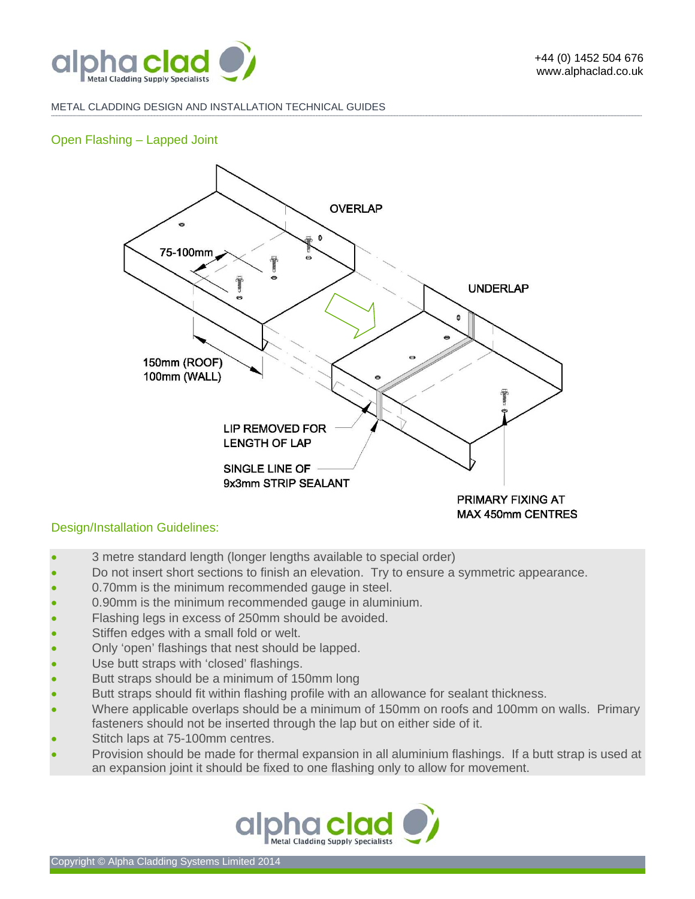METAL CLADDING DESIGN AND INSTALLATION TECHNICAL GUIDES

## Open Flashing – Lapped Joint

OVERLAP

UNDERLAP

75-100mm

150mm (ROOF)
100mm (WALL)

LIP REMOVED FOR
LENGTH OF LAP

SINGLE LINE OF
9x3mm STRIP SEALANT

PRIMARY FIXING AT
MAX 450mm CENTRES

## Design/Installation Guidelines:

- 3 metre standard length (longer lengths available to special order)
- Do not insert short sections to finish an elevation. Try to ensure a symmetric appearance.
- 0.70mm is the minimum recommended gauge in steel.
- 0.90mm is the minimum recommended gauge in aluminium.
- Flashing legs in excess of 250mm should be avoided.
- Stiffen edges with a small fold or welt.
- Only 'open' flashings that nest should be lapped.
- Use butt straps with 'closed' flashings.
- Butt straps should be a minimum of 150mm long
- Butt straps should fit within flashing profile with an allowance for sealant thickness.
- Where applicable overlaps should be a minimum of 150mm on roofs and 100mm on walls. Primary fasteners should not be inserted through the lap but on either side of it.
- Stitch laps at 75-100mm centres.
- Provision should be made for thermal expansion in all aluminium flashings. If a butt strap is used at an expansion joint it should be fixed to one flashing only to allow for movement.

Copyright © Alpha Cladding Systems Limited 2014